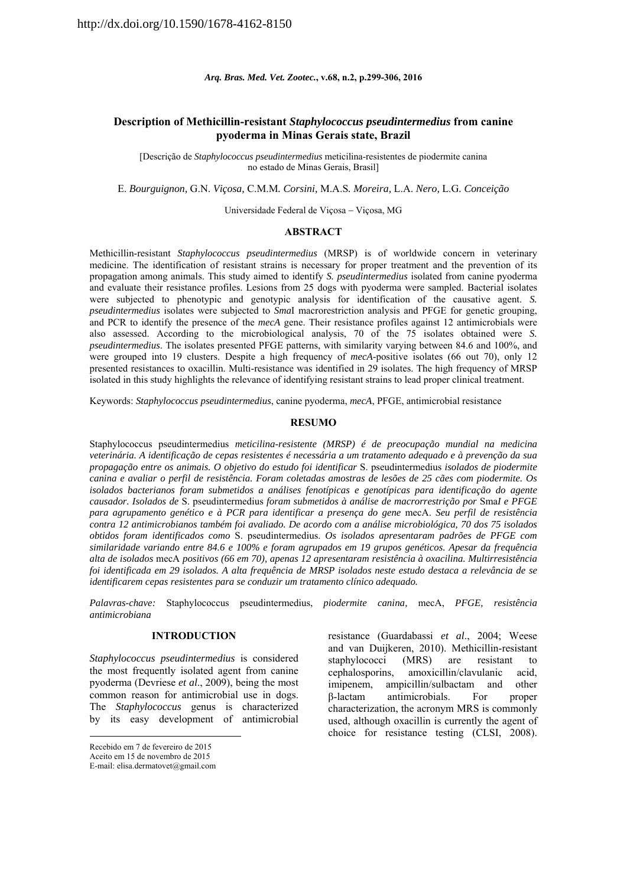http://dx.doi.org/10.1590/1678-4162-8150

# Description of Methicillin-resistant *Staphylococcus pseudintermedius* from canine pyoderma in Minas Gerais state, Brazil

[Descrição de *Staphylococcus pseudintermedius* meticilina-resistentes de piodermite canina no estado de Minas Gerais, Brasil]

E. *Bourguignon,* G.N. *Viçosa,* C.M.M. *Corsini,* M.A.S. *Moreira,* L.A. *Nero,* L.G. *Conceição*

Universidade Federal de Viçosa − Viçosa, MG

## ABSTRACT

Methicillin-resistant *Staphylococcus pseudintermedius* (MRSP) is of worldwide concern in veterinary medicine. The identification of resistant strains is necessary for proper treatment and the prevention of its propagation among animals. This study aimed to identify *S. pseudintermedius* isolated from canine pyoderma and evaluate their resistance profiles. Lesions from 25 dogs with pyoderma were sampled. Bacterial isolates were subjected to phenotypic and genotypic analysis for identification of the causative agent. *S. pseudintermedius* isolates were subjected to *Sma*I macrorestriction analysis and PFGE for genetic grouping, and PCR to identify the presence of the *mecA* gene. Their resistance profiles against 12 antimicrobials were also assessed. According to the microbiological analysis, 70 of the 75 isolates obtained were *S. pseudintermedius*. The isolates presented PFGE patterns, with similarity varying between 84.6 and 100%, and were grouped into 19 clusters. Despite a high frequency of *mecA*-positive isolates (66 out 70), only 12 presented resistances to oxacillin. Multi-resistance was identified in 29 isolates. The high frequency of MRSP isolated in this study highlights the relevance of identifying resistant strains to lead proper clinical treatment.

Keywords: *Staphylococcus pseudintermedius*, canine pyoderma, *mecA*, PFGE, antimicrobial resistance

## RESUMO

Staphylococcus pseudintermedius *meticilina-resistente (MRSP) é de preocupação mundial na medicina veterinária. A identificação de cepas resistentes é necessária a um tratamento adequado e à prevenção da sua propagação entre os animais. O objetivo do estudo foi identificar* S. pseudintermedius *isolados de piodermite canina e avaliar o perfil de resistência. Foram coletadas amostras de lesões de 25 cães com piodermite. Os isolados bacterianos foram submetidos a análises fenotípicas e genotípicas para identificação do agente causador. Isolados de* S. pseudintermedius *foram submetidos à análise de macrorrestrição por* Sma*I e PFGE para agrupamento genético e à PCR para identificar a presença do gene* mecA. *Seu perfil de resistência contra 12 antimicrobianos também foi avaliado. De acordo com a análise microbiológica, 70 dos 75 isolados obtidos foram identificados como* S. pseudintermedius. *Os isolados apresentaram padrões de PFGE com similaridade variando entre 84.6 e 100% e foram agrupados em 19 grupos genéticos. Apesar da frequência alta de isolados* mecA *positivos (66 em 70), apenas 12 apresentaram resistência à oxacilina. Multirresistência foi identificada em 29 isolados. A alta frequência de MRSP isolados neste estudo destaca a relevância de se identificarem cepas resistentes para se conduzir um tratamento clínico adequado.*

*Palavras-chave:* Staphylococcus pseudintermedius, *piodermite canina,* mecA, *PFGE, resistência antimicrobiana*

## INTRODUCTION

*Staphylococcus pseudintermedius* is considered the most frequently isolated agent from canine pyoderma (Devriese *et al*., 2009), being the most common reason for antimicrobial use in dogs. The *Staphylococcus* genus is characterized by its easy development of antimicrobial resistance (Guardabassi *et al*., 2004; Weese and van Duijkeren, 2010). Methicillin-resistant staphylococci (MRS) are resistant to cephalosporins, amoxicillin/clavulanic acid, imipenem, ampicillin/sulbactam and other β-lactam antimicrobials. For proper characterization, the acronym MRS is commonly used, although oxacillin is currently the agent of choice for resistance testing (CLSI, 2008).

Recebido em 7 de fevereiro de 2015
Aceito em 15 de novembro de 2015
E-mail: elisa.dermatovet@gmail.com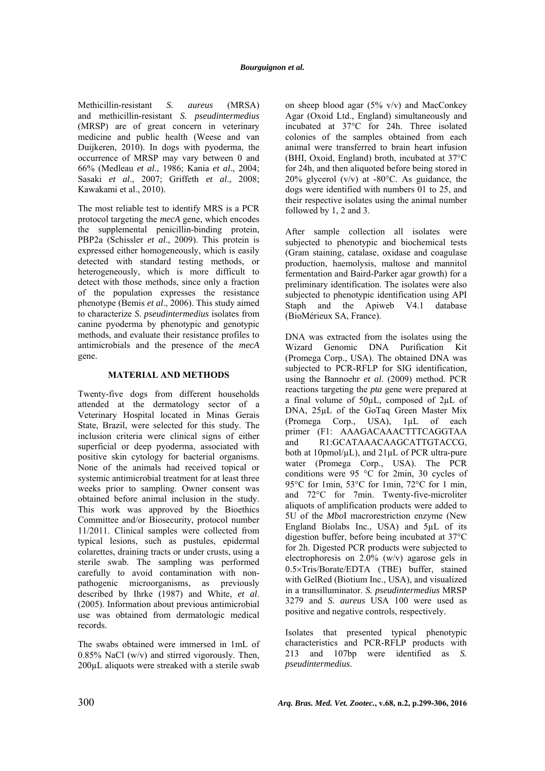Methicillin-resistant *S. aureus* (MRSA) and methicillin-resistant *S. pseudintermedius* (MRSP) are of great concern in veterinary medicine and public health (Weese and van Duijkeren, 2010). In dogs with pyoderma, the occurrence of MRSP may vary between 0 and 66% (Medleau *et al*., 1986; Kania *et al*., 2004; Sasaki *et al*., 2007; Griffeth *et al*., 2008; Kawakami et al., 2010).

The most reliable test to identify MRS is a PCR protocol targeting the *mecA* gene, which encodes the supplemental penicillin-binding protein, PBP2a (Schissler *et al*., 2009). This protein is expressed either homogeneously, which is easily detected with standard testing methods, or heterogeneously, which is more difficult to detect with those methods, since only a fraction of the population expresses the resistance phenotype (Bemis *et al*., 2006). This study aimed to characterize *S. pseudintermedius* isolates from canine pyoderma by phenotypic and genotypic methods, and evaluate their resistance profiles to antimicrobials and the presence of the *mecA* gene.

## MATERIAL AND METHODS

Twenty-five dogs from different households attended at the dermatology sector of a Veterinary Hospital located in Minas Gerais State, Brazil, were selected for this study. The inclusion criteria were clinical signs of either superficial or deep pyoderma, associated with positive skin cytology for bacterial organisms. None of the animals had received topical or systemic antimicrobial treatment for at least three weeks prior to sampling. Owner consent was obtained before animal inclusion in the study. This work was approved by the Bioethics Committee and/or Biosecurity, protocol number 11/2011. Clinical samples were collected from typical lesions, such as pustules, epidermal colarettes, draining tracts or under crusts, using a sterile swab. The sampling was performed carefully to avoid contamination with non-pathogenic microorganisms, as previously described by Ihrke (1987) and White, *et al*. (2005). Information about previous antimicrobial use was obtained from dermatologic medical records.

The swabs obtained were immersed in 1mL of 0.85% NaCl (w/v) and stirred vigorously. Then, 200µL aliquots were streaked with a sterile swab on sheep blood agar (5% v/v) and MacConkey Agar (Oxoid Ltd., England) simultaneously and incubated at 37°C for 24h. Three isolated colonies of the samples obtained from each animal were transferred to brain heart infusion (BHI, Oxoid, England) broth, incubated at 37°C for 24h, and then aliquoted before being stored in 20% glycerol (v/v) at -80°C. As guidance, the dogs were identified with numbers 01 to 25, and their respective isolates using the animal number followed by 1, 2 and 3.

After sample collection all isolates were subjected to phenotypic and biochemical tests (Gram staining, catalase, oxidase and coagulase production, haemolysis, maltose and mannitol fermentation and Baird-Parker agar growth) for a preliminary identification. The isolates were also subjected to phenotypic identification using API Staph and the Apiweb V4.1 database (BioMérieux SA, France).

DNA was extracted from the isolates using the Wizard Genomic DNA Purification Kit (Promega Corp., USA). The obtained DNA was subjected to PCR-RFLP for SIG identification, using the Bannoehr *et al*. (2009) method. PCR reactions targeting the *pta* gene were prepared at a final volume of 50µL, composed of 2µL of DNA, 25µL of the GoTaq Green Master Mix (Promega Corp., USA), 1µL of each primer (F1: AAAGACAAACTTTCAGGTAA and R1:GCATAAACAAGCATTGTACCG, both at 10pmol/µL), and 21µL of PCR ultra-pure water (Promega Corp., USA). The PCR conditions were 95 °C for 2min, 30 cycles of 95°C for 1min, 53°C for 1min, 72°C for 1 min, and 72°C for 7min. Twenty-five-microliter aliquots of amplification products were added to 5U of the *Mbo*I macrorestriction enzyme (New England Biolabs Inc., USA) and 5µL of its digestion buffer, before being incubated at 37°C for 2h. Digested PCR products were subjected to electrophoresis on 2.0% (w/v) agarose gels in 0.5×Tris/Borate/EDTA (TBE) buffer, stained with GelRed (Biotium Inc., USA), and visualized in a transilluminator. *S. pseudintermedius* MRSP 3279 and *S. aureus* USA 100 were used as positive and negative controls, respectively.

Isolates that presented typical phenotypic characteristics and PCR-RFLP products with 213 and 107bp were identified as *S. pseudintermedius*.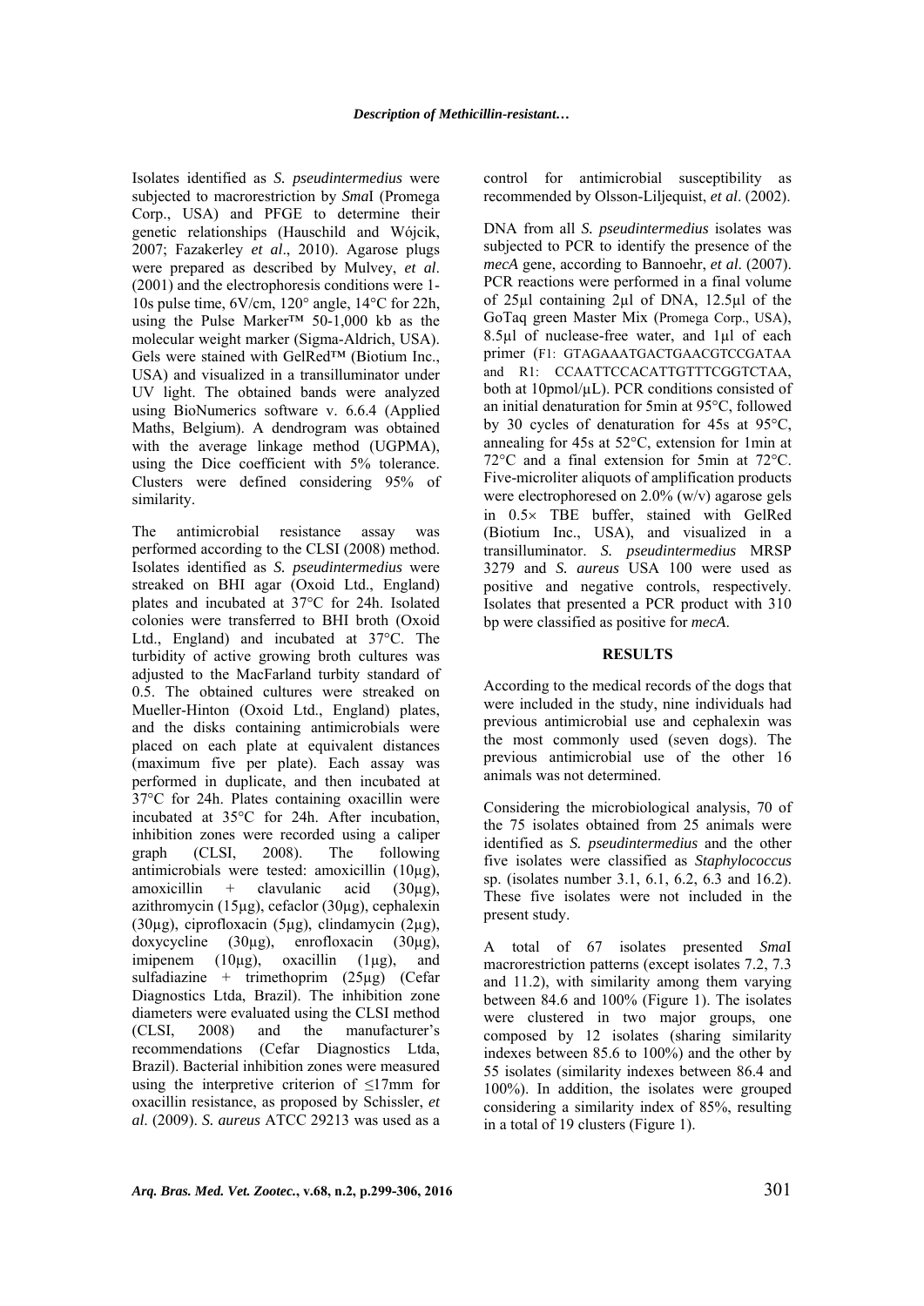Isolates identified as *S. pseudintermedius* were subjected to macrorestriction by *Sma*I (Promega Corp., USA) and PFGE to determine their genetic relationships (Hauschild and Wójcik, 2007; Fazakerley *et al*., 2010). Agarose plugs were prepared as described by Mulvey, *et al*. (2001) and the electrophoresis conditions were 1-10s pulse time, 6V/cm, 120° angle, 14°C for 22h, using the Pulse Marker™ 50-1,000 kb as the molecular weight marker (Sigma-Aldrich, USA). Gels were stained with GelRed™ (Biotium Inc., USA) and visualized in a transilluminator under UV light. The obtained bands were analyzed using BioNumerics software v. 6.6.4 (Applied Maths, Belgium). A dendrogram was obtained with the average linkage method (UGPMA), using the Dice coefficient with 5% tolerance. Clusters were defined considering 95% of similarity.

The antimicrobial resistance assay was performed according to the CLSI (2008) method. Isolates identified as *S. pseudintermedius* were streaked on BHI agar (Oxoid Ltd., England) plates and incubated at 37°C for 24h. Isolated colonies were transferred to BHI broth (Oxoid Ltd., England) and incubated at 37°C. The turbidity of active growing broth cultures was adjusted to the MacFarland turbity standard of 0.5. The obtained cultures were streaked on Mueller-Hinton (Oxoid Ltd., England) plates, and the disks containing antimicrobials were placed on each plate at equivalent distances (maximum five per plate). Each assay was performed in duplicate, and then incubated at 37°C for 24h. Plates containing oxacillin were incubated at 35°C for 24h. After incubation, inhibition zones were recorded using a caliper graph (CLSI, 2008). The following antimicrobials were tested: amoxicillin (10μg), amoxicillin + clavulanic acid (30μg), azithromycin (15μg), cefaclor (30μg), cephalexin (30μg), ciprofloxacin (5μg), clindamycin (2μg), doxycycline (30μg), enrofloxacin (30μg), imipenem (10μg), oxacillin (1μg), and sulfadiazine + trimethoprim (25μg) (Cefar Diagnostics Ltda, Brazil). The inhibition zone diameters were evaluated using the CLSI method (CLSI, 2008) and the manufacturer's recommendations (Cefar Diagnostics Ltda, Brazil). Bacterial inhibition zones were measured using the interpretive criterion of ≤17mm for oxacillin resistance, as proposed by Schissler, *et al*. (2009). *S. aureus* ATCC 29213 was used as a control for antimicrobial susceptibility as recommended by Olsson-Liljequist, *et al*. (2002).

DNA from all *S. pseudintermedius* isolates was subjected to PCR to identify the presence of the *mecA* gene, according to Bannoehr, *et al*. (2007). PCR reactions were performed in a final volume of 25μl containing 2μl of DNA, 12.5μl of the GoTaq green Master Mix (Promega Corp., USA), 8.5μl of nuclease-free water, and 1μl of each primer (F1: GTAGAAATGACTGAACGTCCGATAA and R1: CCAATTCCACATTGTTTCGGTCTAA, both at 10pmol/μL). PCR conditions consisted of an initial denaturation for 5min at 95°C, followed by 30 cycles of denaturation for 45s at 95°C, annealing for 45s at 52°C, extension for 1min at 72°C and a final extension for 5min at 72°C. Five-microliter aliquots of amplification products were electrophoresed on 2.0% (w/v) agarose gels in 0.5× TBE buffer, stained with GelRed (Biotium Inc., USA), and visualized in a transilluminator. *S. pseudintermedius* MRSP 3279 and *S. aureus* USA 100 were used as positive and negative controls, respectively. Isolates that presented a PCR product with 310 bp were classified as positive for *mecA*.

## RESULTS

According to the medical records of the dogs that were included in the study, nine individuals had previous antimicrobial use and cephalexin was the most commonly used (seven dogs). The previous antimicrobial use of the other 16 animals was not determined.

Considering the microbiological analysis, 70 of the 75 isolates obtained from 25 animals were identified as *S. pseudintermedius* and the other five isolates were classified as *Staphylococcus* sp. (isolates number 3.1, 6.1, 6.2, 6.3 and 16.2). These five isolates were not included in the present study.

A total of 67 isolates presented *Sma*I macrorestriction patterns (except isolates 7.2, 7.3 and 11.2), with similarity among them varying between 84.6 and 100% (Figure 1). The isolates were clustered in two major groups, one composed by 12 isolates (sharing similarity indexes between 85.6 to 100%) and the other by 55 isolates (similarity indexes between 86.4 and 100%). In addition, the isolates were grouped considering a similarity index of 85%, resulting in a total of 19 clusters (Figure 1).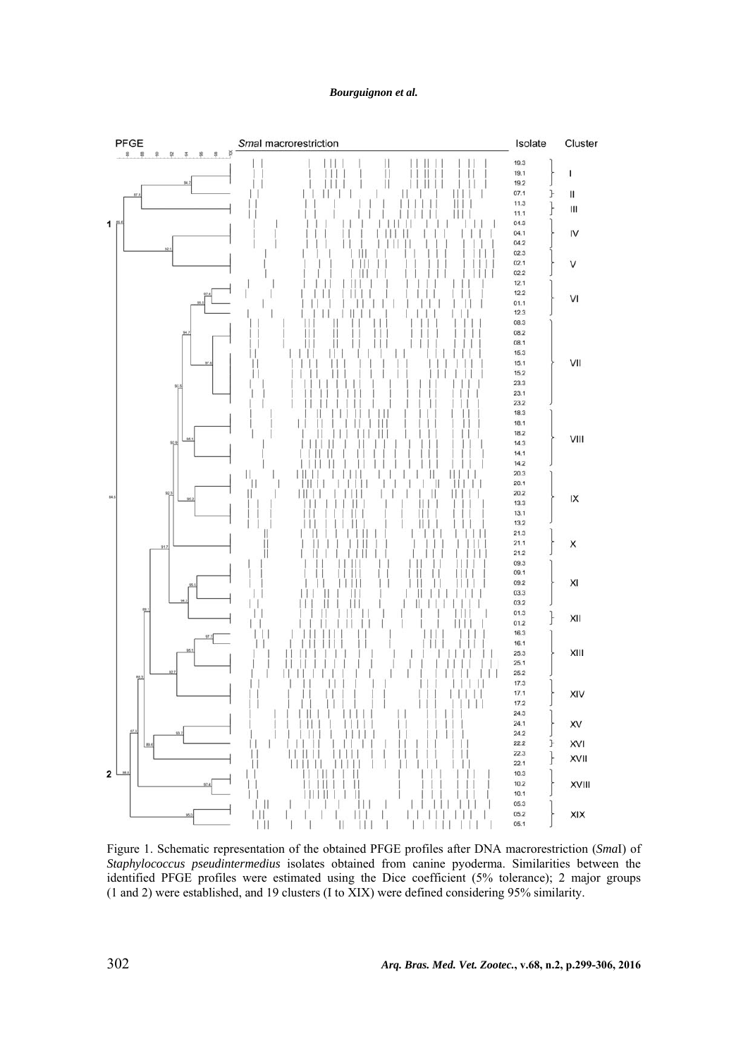Figure 1. Schematic representation of the obtained PFGE profiles after DNA macrorestriction (*Sma*I) of *Staphylococcus pseudintermedius* isolates obtained from canine pyoderma. Similarities between the identified PFGE profiles were estimated using the Dice coefficient (5% tolerance); 2 major groups (1 and 2) were established, and 19 clusters (I to XIX) were defined considering 95% similarity.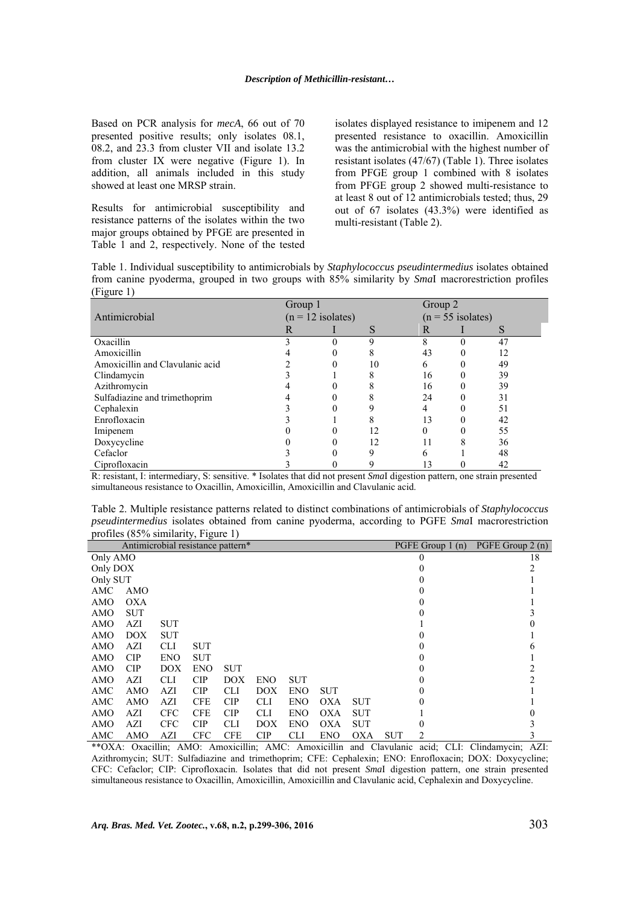Based on PCR analysis for *mecA*, 66 out of 70 presented positive results; only isolates 08.1, 08.2, and 23.3 from cluster VII and isolate 13.2 from cluster IX were negative (Figure 1). In addition, all animals included in this study showed at least one MRSP strain.

Results for antimicrobial susceptibility and resistance patterns of the isolates within the two major groups obtained by PFGE are presented in Table 1 and 2, respectively. None of the tested isolates displayed resistance to imipenem and 12 presented resistance to oxacillin. Amoxicillin was the antimicrobial with the highest number of resistant isolates (47/67) (Table 1). Three isolates from PFGE group 1 combined with 8 isolates from PFGE group 2 showed multi-resistance to at least 8 out of 12 antimicrobials tested; thus, 29 out of 67 isolates (43.3%) were identified as multi-resistant (Table 2).

Table 1. Individual susceptibility to antimicrobials by *Staphylococcus pseudintermedius* isolates obtained from canine pyoderma, grouped in two groups with 85% similarity by *Sma*I macrorestriction profiles (Figure 1)

| Antimicrobial | Group 1 (n = 12 isolates) | | | Group 2 (n = 55 isolates) | | |
|---|---|---|---|---|---|---|
| | R | I | S | R | I | S |
| Oxacillin | 3 | 0 | 9 | 8 | 0 | 47 |
| Amoxicillin | 4 | 0 | 8 | 43 | 0 | 12 |
| Amoxicillin and Clavulanic acid | 2 | 0 | 10 | 6 | 0 | 49 |
| Clindamycin | 3 | 1 | 8 | 16 | 0 | 39 |
| Azithromycin | 4 | 0 | 8 | 16 | 0 | 39 |
| Sulfadiazine and trimethoprim | 4 | 0 | 8 | 24 | 0 | 31 |
| Cephalexin | 3 | 0 | 9 | 4 | 0 | 51 |
| Enrofloxacin | 3 | 1 | 8 | 13 | 0 | 42 |
| Imipenem | 0 | 0 | 12 | 0 | 0 | 55 |
| Doxycycline | 0 | 0 | 12 | 11 | 8 | 36 |
| Cefaclor | 3 | 0 | 9 | 6 | 1 | 48 |
| Ciprofloxacin | 3 | 0 | 9 | 13 | 0 | 42 |

R: resistant, I: intermediary, S: sensitive. * Isolates that did not present *Sma*I digestion pattern, one strain presented simultaneous resistance to Oxacillin, Amoxicillin, Amoxicillin and Clavulanic acid.

Table 2. Multiple resistance patterns related to distinct combinations of antimicrobials of *Staphylococcus pseudintermedius* isolates obtained from canine pyoderma, according to PGFE *Sma*I macrorestriction profiles (85% similarity, Figure 1)

| Antimicrobial resistance pattern* | | | | | | | | | | PGFE Group 1 (n) | PGFE Group 2 (n) |
|---|---|---|---|---|---|---|---|---|---|---|---|
| Only AMO | | | | | | | | | | 0 | 18 |
| Only DOX | | | | | | | | | | 0 | 2 |
| Only SUT | | | | | | | | | | 0 | 1 |
| AMC | AMO | | | | | | | | | 0 | 1 |
| AMO | OXA | | | | | | | | | 0 | 1 |
| AMO | SUT | | | | | | | | | 0 | 3 |
| AMO | AZI | SUT | | | | | | | | 1 | 0 |
| AMO | DOX | SUT | | | | | | | | 0 | 1 |
| AMO | AZI | CLI | SUT | | | | | | | 0 | 6 |
| AMO | CIP | ENO | SUT | | | | | | | 0 | 1 |
| AMO | CIP | DOX | ENO | SUT | | | | | | 0 | 2 |
| AMO | AZI | CLI | CIP | DOX | ENO | SUT | | | | 0 | 2 |
| AMC | AMO | AZI | CIP | CLI | DOX | ENO | SUT | | | 0 | 1 |
| AMC | AMO | AZI | CFE | CIP | CLI | ENO | OXA | SUT | | 0 | 1 |
| AMO | AZI | CFC | CFE | CIP | CLI | ENO | OXA | SUT | | 1 | 0 |
| AMO | AZI | CFC | CIP | CLI | DOX | ENO | OXA | SUT | | 0 | 3 |
| AMC | AMO | AZI | CFC | CFE | CIP | CLI | ENO | OXA | SUT | 2 | 3 |

**OXA: Oxacillin; AMO: Amoxicillin; AMC: Amoxicillin and Clavulanic acid; CLI: Clindamycin; AZI: Azithromycin; SUT: Sulfadiazine and trimethoprim; CFE: Cephalexin; ENO: Enrofloxacin; DOX: Doxycycline; CFC: Cefaclor; CIP: Ciprofloxacin. Isolates that did not present *Sma*I digestion pattern, one strain presented simultaneous resistance to Oxacillin, Amoxicillin, Amoxicillin and Clavulanic acid, Cephalexin and Doxycycline.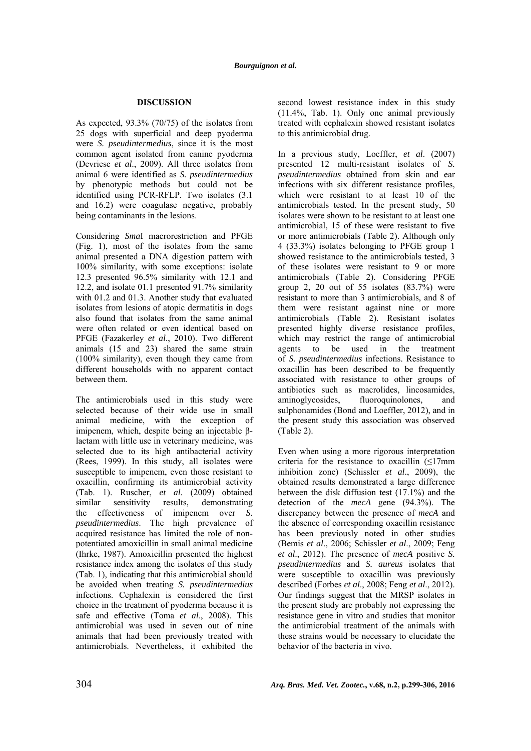## DISCUSSION

As expected, 93.3% (70/75) of the isolates from 25 dogs with superficial and deep pyoderma were *S. pseudintermedius*, since it is the most common agent isolated from canine pyoderma (Devriese *et al*., 2009). All three isolates from animal 6 were identified as *S. pseudintermedius* by phenotypic methods but could not be identified using PCR-RFLP. Two isolates (3.1 and 16.2) were coagulase negative, probably being contaminants in the lesions.

Considering *Sma*I macrorestriction and PFGE (Fig. 1), most of the isolates from the same animal presented a DNA digestion pattern with 100% similarity, with some exceptions: isolate 12.3 presented 96.5% similarity with 12.1 and 12.2, and isolate 01.1 presented 91.7% similarity with 01.2 and 01.3. Another study that evaluated isolates from lesions of atopic dermatitis in dogs also found that isolates from the same animal were often related or even identical based on PFGE (Fazakerley *et al*., 2010). Two different animals (15 and 23) shared the same strain (100% similarity), even though they came from different households with no apparent contact between them.

The antimicrobials used in this study were selected because of their wide use in small animal medicine, with the exception of imipenem, which, despite being an injectable β-lactam with little use in veterinary medicine, was selected due to its high antibacterial activity (Rees, 1999). In this study, all isolates were susceptible to imipenem, even those resistant to oxacillin, confirming its antimicrobial activity (Tab. 1). Ruscher, *et al*. (2009) obtained similar sensitivity results, demonstrating the effectiveness of imipenem over *S. pseudintermedius*. The high prevalence of acquired resistance has limited the role of non-potentiated amoxicillin in small animal medicine (Ihrke, 1987). Amoxicillin presented the highest resistance index among the isolates of this study (Tab. 1), indicating that this antimicrobial should be avoided when treating *S. pseudintermedius* infections. Cephalexin is considered the first choice in the treatment of pyoderma because it is safe and effective (Toma *et al*., 2008). This antimicrobial was used in seven out of nine animals that had been previously treated with antimicrobials. Nevertheless, it exhibited the second lowest resistance index in this study (11.4%, Tab. 1). Only one animal previously treated with cephalexin showed resistant isolates to this antimicrobial drug.

In a previous study, Loeffler, *et al*. (2007) presented 12 multi-resistant isolates of *S. pseudintermedius* obtained from skin and ear infections with six different resistance profiles, which were resistant to at least 10 of the antimicrobials tested. In the present study, 50 isolates were shown to be resistant to at least one antimicrobial, 15 of these were resistant to five or more antimicrobials (Table 2). Although only 4 (33.3%) isolates belonging to PFGE group 1 showed resistance to the antimicrobials tested, 3 of these isolates were resistant to 9 or more antimicrobials (Table 2). Considering PFGE group 2, 20 out of 55 isolates (83.7%) were resistant to more than 3 antimicrobials, and 8 of them were resistant against nine or more antimicrobials (Table 2). Resistant isolates presented highly diverse resistance profiles, which may restrict the range of antimicrobial agents to be used in the treatment of *S. pseudintermedius* infections. Resistance to oxacillin has been described to be frequently associated with resistance to other groups of antibiotics such as macrolides, lincosamides, aminoglycosides, fluoroquinolones, and sulphonamides (Bond and Loeffler, 2012), and in the present study this association was observed (Table 2).

Even when using a more rigorous interpretation criteria for the resistance to oxacillin (≤17mm inhibition zone) (Schissler *et al*., 2009), the obtained results demonstrated a large difference between the disk diffusion test (17.1%) and the detection of the *mecA* gene (94.3%). The discrepancy between the presence of *mecA* and the absence of corresponding oxacillin resistance has been previously noted in other studies (Bemis *et al*., 2006; Schissler *et al*., 2009; Feng *et al*., 2012). The presence of *mecA* positive *S. pseudintermedius* and *S. aureus* isolates that were susceptible to oxacillin was previously described (Forbes *et al*., 2008; Feng *et al*., 2012). Our findings suggest that the MRSP isolates in the present study are probably not expressing the resistance gene in vitro and studies that monitor the antimicrobial treatment of the animals with these strains would be necessary to elucidate the behavior of the bacteria in vivo.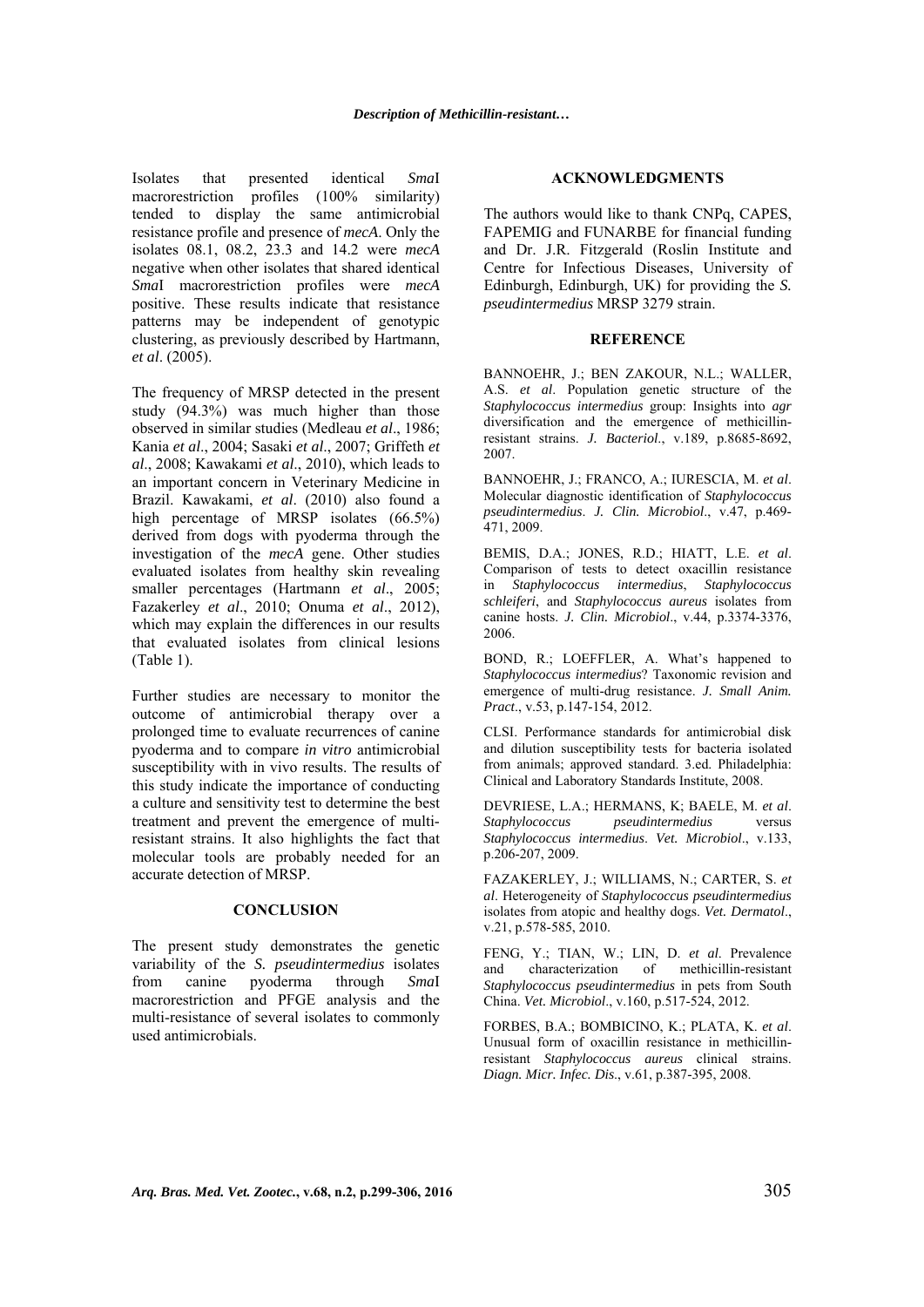Isolates that presented identical *Sma*I macrorestriction profiles (100% similarity) tended to display the same antimicrobial resistance profile and presence of *mecA*. Only the isolates 08.1, 08.2, 23.3 and 14.2 were *mecA* negative when other isolates that shared identical *Sma*I macrorestriction profiles were *mecA* positive. These results indicate that resistance patterns may be independent of genotypic clustering, as previously described by Hartmann, *et al*. (2005).

The frequency of MRSP detected in the present study (94.3%) was much higher than those observed in similar studies (Medleau *et al*., 1986; Kania *et al*., 2004; Sasaki *et al*., 2007; Griffeth *et al*., 2008; Kawakami *et al*., 2010), which leads to an important concern in Veterinary Medicine in Brazil. Kawakami, *et al*. (2010) also found a high percentage of MRSP isolates (66.5%) derived from dogs with pyoderma through the investigation of the *mecA* gene. Other studies evaluated isolates from healthy skin revealing smaller percentages (Hartmann *et al*., 2005; Fazakerley *et al*., 2010; Onuma *et al*., 2012), which may explain the differences in our results that evaluated isolates from clinical lesions (Table 1).

Further studies are necessary to monitor the outcome of antimicrobial therapy over a prolonged time to evaluate recurrences of canine pyoderma and to compare *in vitro* antimicrobial susceptibility with in vivo results. The results of this study indicate the importance of conducting a culture and sensitivity test to determine the best treatment and prevent the emergence of multi-resistant strains. It also highlights the fact that molecular tools are probably needed for an accurate detection of MRSP.

## CONCLUSION

The present study demonstrates the genetic variability of the *S. pseudintermedius* isolates from canine pyoderma through *Sma*I macrorestriction and PFGE analysis and the multi-resistance of several isolates to commonly used antimicrobials.

## ACKNOWLEDGMENTS

The authors would like to thank CNPq, CAPES, FAPEMIG and FUNARBE for financial funding and Dr. J.R. Fitzgerald (Roslin Institute and Centre for Infectious Diseases, University of Edinburgh, Edinburgh, UK) for providing the *S. pseudintermedius* MRSP 3279 strain.

## REFERENCE

BANNOEHR, J.; BEN ZAKOUR, N.L.; WALLER, A.S. *et al*. Population genetic structure of the *Staphylococcus intermedius* group: Insights into *agr* diversification and the emergence of methicillin-resistant strains. *J. Bacteriol*., v.189, p.8685-8692, 2007.

BANNOEHR, J.; FRANCO, A.; IURESCIA, M. *et al*. Molecular diagnostic identification of *Staphylococcus pseudintermedius*. *J. Clin. Microbiol*., v.47, p.469-471, 2009.

BEMIS, D.A.; JONES, R.D.; HIATT, L.E. *et al*. Comparison of tests to detect oxacillin resistance in *Staphylococcus intermedius*, *Staphylococcus schleiferi*, and *Staphylococcus aureus* isolates from canine hosts. *J. Clin. Microbiol*., v.44, p.3374-3376, 2006.

BOND, R.; LOEFFLER, A. What's happened to *Staphylococcus intermedius*? Taxonomic revision and emergence of multi-drug resistance. *J. Small Anim. Pract*., v.53, p.147-154, 2012.

CLSI. Performance standards for antimicrobial disk and dilution susceptibility tests for bacteria isolated from animals; approved standard. 3.ed. Philadelphia: Clinical and Laboratory Standards Institute, 2008.

DEVRIESE, L.A.; HERMANS, K; BAELE, M. *et al*. *Staphylococcus pseudintermedius* versus *Staphylococcus intermedius*. *Vet. Microbiol*., v.133, p.206-207, 2009.

FAZAKERLEY, J.; WILLIAMS, N.; CARTER, S. *et al*. Heterogeneity of *Staphylococcus pseudintermedius* isolates from atopic and healthy dogs. *Vet. Dermatol*., v.21, p.578-585, 2010.

FENG, Y.; TIAN, W.; LIN, D. *et al*. Prevalence and characterization of methicillin-resistant *Staphylococcus pseudintermedius* in pets from South China. *Vet. Microbiol*., v.160, p.517-524, 2012.

FORBES, B.A.; BOMBICINO, K.; PLATA, K. *et al*. Unusual form of oxacillin resistance in methicillin-resistant *Staphylococcus aureus* clinical strains. *Diagn. Micr. Infec. Dis*., v.61, p.387-395, 2008.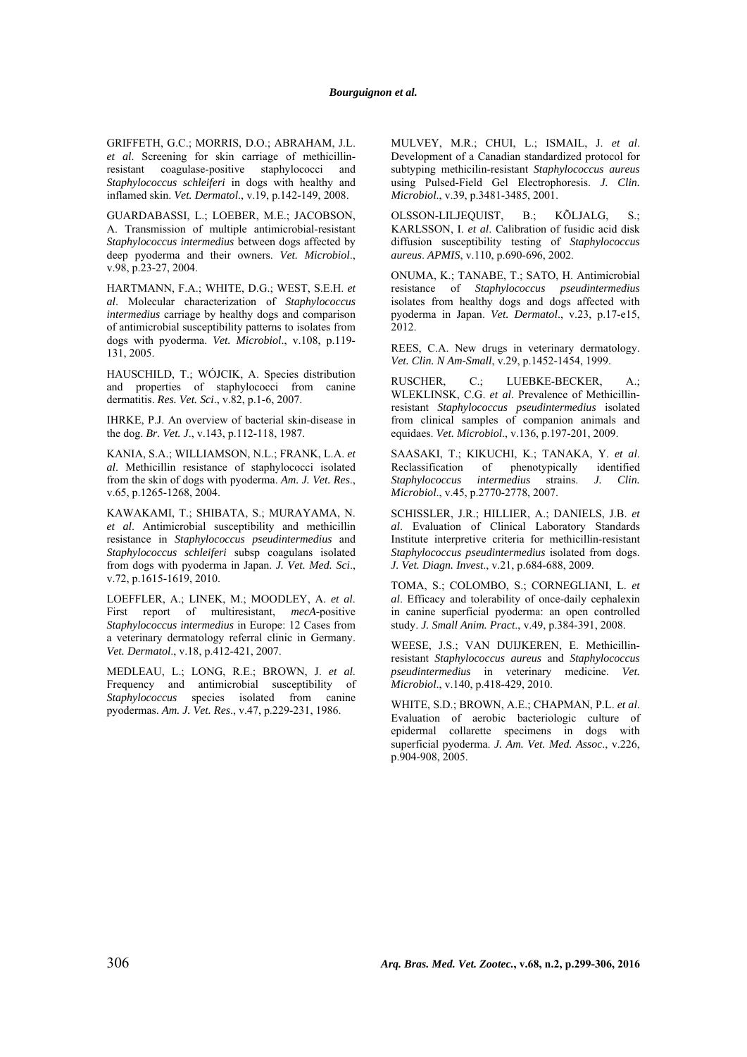GRIFFETH, G.C.; MORRIS, D.O.; ABRAHAM, J.L. *et al*. Screening for skin carriage of methicillin-resistant coagulase-positive staphylococci and *Staphylococcus schleiferi* in dogs with healthy and inflamed skin. *Vet. Dermatol*., v.19, p.142-149, 2008.

GUARDABASSI, L.; LOEBER, M.E.; JACOBSON, A. Transmission of multiple antimicrobial-resistant *Staphylococcus intermedius* between dogs affected by deep pyoderma and their owners. *Vet. Microbiol*., v.98, p.23-27, 2004.

HARTMANN, F.A.; WHITE, D.G.; WEST, S.E.H. *et al*. Molecular characterization of *Staphylococcus intermedius* carriage by healthy dogs and comparison of antimicrobial susceptibility patterns to isolates from dogs with pyoderma. *Vet. Microbiol*., v.108, p.119-131, 2005.

HAUSCHILD, T.; WÓJCIK, A. Species distribution and properties of staphylococci from canine dermatitis. *Res. Vet. Sci*., v.82, p.1-6, 2007.

IHRKE, P.J. An overview of bacterial skin-disease in the dog. *Br. Vet. J*., v.143, p.112-118, 1987.

KANIA, S.A.; WILLIAMSON, N.L.; FRANK, L.A. *et al*. Methicillin resistance of staphylococci isolated from the skin of dogs with pyoderma. *Am. J. Vet. Res*., v.65, p.1265-1268, 2004.

KAWAKAMI, T.; SHIBATA, S.; MURAYAMA, N. *et al*. Antimicrobial susceptibility and methicillin resistance in *Staphylococcus pseudintermedius* and *Staphylococcus schleiferi* subsp coagulans isolated from dogs with pyoderma in Japan. *J. Vet. Med. Sci*., v.72, p.1615-1619, 2010.

LOEFFLER, A.; LINEK, M.; MOODLEY, A. *et al*. First report of multiresistant, *mecA*-positive *Staphylococcus intermedius* in Europe: 12 Cases from a veterinary dermatology referral clinic in Germany. *Vet. Dermatol.*, v.18, p.412-421, 2007.

MEDLEAU, L.; LONG, R.E.; BROWN, J. *et al.* Frequency and antimicrobial susceptibility of *Staphylococcus* species isolated from canine pyodermas. *Am. J. Vet. Res*., v.47, p.229-231, 1986.

MULVEY, M.R.; CHUI, L.; ISMAIL, J. *et al*. Development of a Canadian standardized protocol for subtyping methicilin-resistant *Staphylococcus aureus* using Pulsed-Field Gel Electrophoresis. *J. Clin. Microbiol*., v.39, p.3481-3485, 2001.

OLSSON-LILJEQUIST, B.; KÕLJALG, S.; KARLSSON, I. *et al*. Calibration of fusidic acid disk diffusion susceptibility testing of *Staphylococcus aureus*. *APMIS*, v.110, p.690-696, 2002.

ONUMA, K.; TANABE, T.; SATO, H. Antimicrobial resistance of *Staphylococcus pseudintermedius* isolates from healthy dogs and dogs affected with pyoderma in Japan. *Vet. Dermatol*., v.23, p.17-e15, 2012.

REES, C.A. New drugs in veterinary dermatology. *Vet. Clin. N Am-Small*, v.29, p.1452-1454, 1999.

RUSCHER, C.; LUEBKE-BECKER, A.; WLEKLINSK, C.G. *et al*. Prevalence of Methicillin-resistant *Staphylococcus pseudintermedius* isolated from clinical samples of companion animals and equidaes. *Vet. Microbiol*., v.136, p.197-201, 2009.

SAASAKI, T.; KIKUCHI, K.; TANAKA, Y. *et al*. Reclassification of phenotypically identified *Staphylococcus intermedius* strains. *J. Clin. Microbiol*., v.45, p.2770-2778, 2007.

SCHISSLER, J.R.; HILLIER, A.; DANIELS, J.B. *et al*. Evaluation of Clinical Laboratory Standards Institute interpretive criteria for methicillin-resistant *Staphylococcus pseudintermedius* isolated from dogs. *J. Vet. Diagn. Invest*., v.21, p.684-688, 2009.

TOMA, S.; COLOMBO, S.; CORNEGLIANI, L. *et al*. Efficacy and tolerability of once-daily cephalexin in canine superficial pyoderma: an open controlled study. *J. Small Anim. Pract*., v.49, p.384-391, 2008.

WEESE, J.S.; VAN DUIJKEREN, E. Methicillin-resistant *Staphylococcus aureus* and *Staphylococcus pseudintermedius* in veterinary medicine. *Vet. Microbiol*., v.140, p.418-429, 2010.

WHITE, S.D.; BROWN, A.E.; CHAPMAN, P.L. *et al*. Evaluation of aerobic bacteriologic culture of epidermal collarette specimens in dogs with superficial pyoderma. *J. Am. Vet. Med. Assoc*., v.226, p.904-908, 2005.